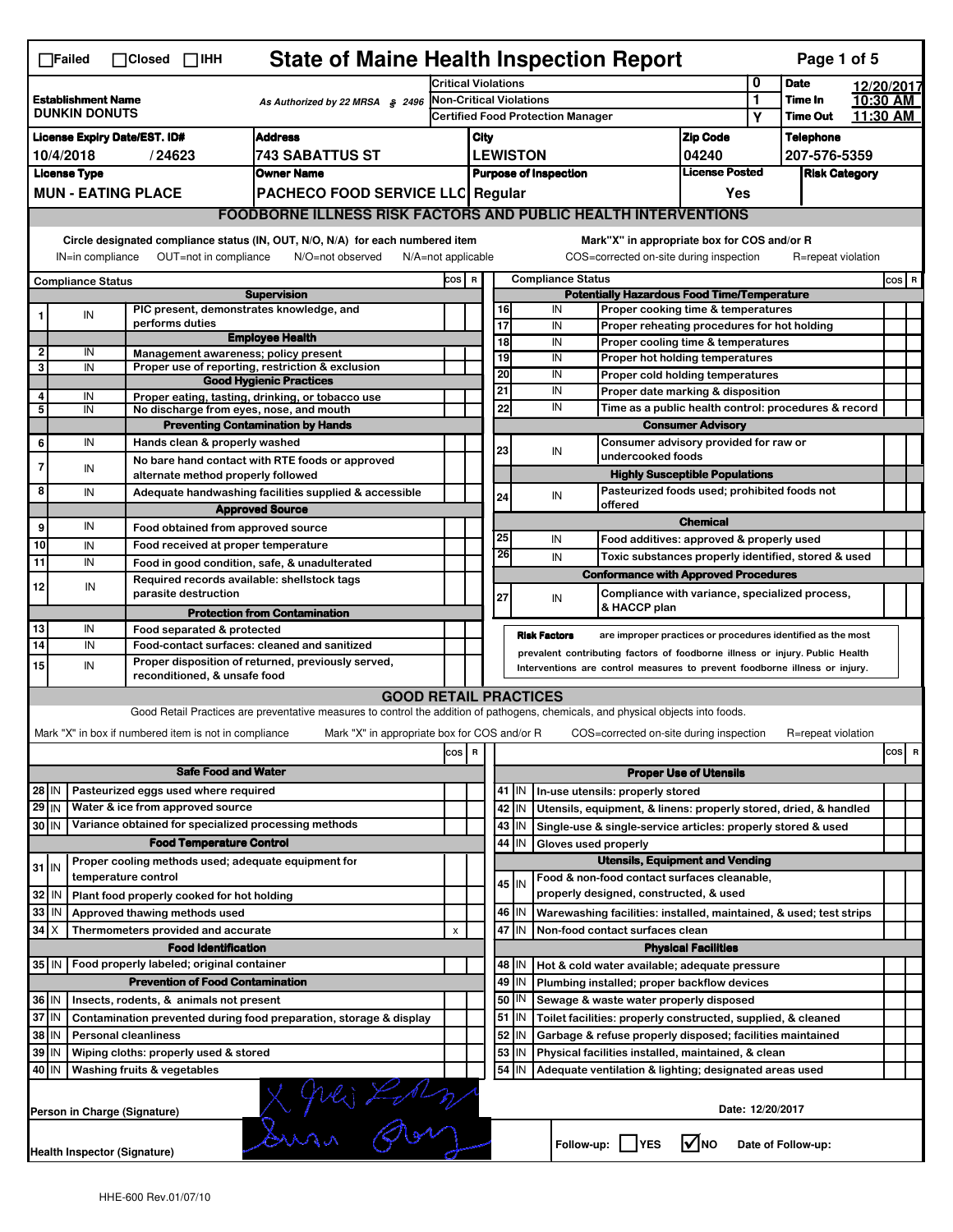☐Failed ☐Closed ☐IHH

# State of Maine Health Inspection Report

| | | | |
|---|---|---|---|
| **Establishment Name** DUNKIN DONUTS | As Authorized by 22 MRSA § 2496 | Critical Violations: 0 | **Date** 12/20/2017 |
| | | Non-Critical Violations: 1 | **Time In** 10:30 AM |
| | | Certified Food Protection Manager: Y | **Time Out** 11:30 AM |

| License Expiry Date/EST. ID# | Address | City | Zip Code | Telephone |
|---|---|---|---|---|
| 10/4/2018 / 24623 | 743 SABATTUS ST | LEWISTON | 04240 | 207-576-5359 |

| License Type | Owner Name | Purpose of Inspection | License Posted | Risk Category |
|---|---|---|---|---|
| MUN - EATING PLACE | PACHECO FOOD SERVICE LLC | Regular | Yes | |

## FOODBORNE ILLNESS RISK FACTORS AND PUBLIC HEALTH INTERVENTIONS

Circle designated compliance status (IN, OUT, N/O, N/A) for each numbered item
IN=in compliance OUT=not in compliance N/O=not observed N/A=not applicable

Mark "X" in appropriate box for COS and/or R
COS=corrected on-site during inspection R=repeat violation

| # | Compliance Status | | COS | R |
|---|---|---|---|---|
| | | **Supervision** | | |
| 1 | IN | PIC present, demonstrates knowledge, and performs duties | | |
| | | **Employee Health** | | |
| 2 | IN | Management awareness; policy present | | |
| 3 | IN | Proper use of reporting, restriction & exclusion | | |
| | | **Good Hygienic Practices** | | |
| 4 | IN | Proper eating, tasting, drinking, or tobacco use | | |
| 5 | IN | No discharge from eyes, nose, and mouth | | |
| | | **Preventing Contamination by Hands** | | |
| 6 | IN | Hands clean & properly washed | | |
| 7 | IN | No bare hand contact with RTE foods or approved alternate method properly followed | | |
| 8 | IN | Adequate handwashing facilities supplied & accessible | | |
| | | **Approved Source** | | |
| 9 | IN | Food obtained from approved source | | |
| 10 | IN | Food received at proper temperature | | |
| 11 | IN | Food in good condition, safe, & unadulterated | | |
| 12 | IN | Required records available: shellstock tags parasite destruction | | |
| | | **Protection from Contamination** | | |
| 13 | IN | Food separated & protected | | |
| 14 | IN | Food-contact surfaces: cleaned and sanitized | | |
| 15 | IN | Proper disposition of returned, previously served, reconditioned, & unsafe food | | |
| | | **Potentially Hazardous Food Time/Temperature** | | |
| 16 | IN | Proper cooking time & temperatures | | |
| 17 | IN | Proper reheating procedures for hot holding | | |
| 18 | IN | Proper cooling time & temperatures | | |
| 19 | IN | Proper hot holding temperatures | | |
| 20 | IN | Proper cold holding temperatures | | |
| 21 | IN | Proper date marking & disposition | | |
| 22 | IN | Time as a public health control: procedures & record | | |
| | | **Consumer Advisory** | | |
| 23 | IN | Consumer advisory provided for raw or undercooked foods | | |
| | | **Highly Susceptible Populations** | | |
| 24 | IN | Pasteurized foods used; prohibited foods not offered | | |
| | | **Chemical** | | |
| 25 | IN | Food additives: approved & properly used | | |
| 26 | IN | Toxic substances properly identified, stored & used | | |
| | | **Conformance with Approved Procedures** | | |
| 27 | IN | Compliance with variance, specialized process, & HACCP plan | | |

**Risk Factors** are improper practices or procedures identified as the most prevalent contributing factors of foodborne illness or injury. Public Health Interventions are control measures to prevent foodborne illness or injury.

## GOOD RETAIL PRACTICES

Good Retail Practices are preventative measures to control the addition of pathogens, chemicals, and physical objects into foods.

Mark "X" in box if numbered item is not in compliance Mark "X" in appropriate box for COS and/or R COS=corrected on-site during inspection R=repeat violation

| # | | | COS | R |
|---|---|---|---|---|
| | | **Safe Food and Water** | | |
| 28 | IN | Pasteurized eggs used where required | | |
| 29 | IN | Water & ice from approved source | | |
| 30 | IN | Variance obtained for specialized processing methods | | |
| | | **Food Temperature Control** | | |
| 31 | IN | Proper cooling methods used; adequate equipment for temperature control | | |
| 32 | IN | Plant food properly cooked for hot holding | | |
| 33 | IN | Approved thawing methods used | | |
| 34 | X | Thermometers provided and accurate | x | |
| | | **Food Identification** | | |
| 35 | IN | Food properly labeled; original container | | |
| | | **Prevention of Food Contamination** | | |
| 36 | IN | Insects, rodents, & animals not present | | |
| 37 | IN | Contamination prevented during food preparation, storage & display | | |
| 38 | IN | Personal cleanliness | | |
| 39 | IN | Wiping cloths: properly used & stored | | |
| 40 | IN | Washing fruits & vegetables | | |
| | | **Proper Use of Utensils** | | |
| 41 | IN | In-use utensils: properly stored | | |
| 42 | IN | Utensils, equipment, & linens: properly stored, dried, & handled | | |
| 43 | IN | Single-use & single-service articles: properly stored & used | | |
| 44 | IN | Gloves used properly | | |
| | | **Utensils, Equipment and Vending** | | |
| 45 | IN | Food & non-food contact surfaces cleanable, properly designed, constructed, & used | | |
| 46 | IN | Warewashing facilities: installed, maintained, & used; test strips | | |
| 47 | IN | Non-food contact surfaces clean | | |
| | | **Physical Facilities** | | |
| 48 | IN | Hot & cold water available; adequate pressure | | |
| 49 | IN | Plumbing installed; proper backflow devices | | |
| 50 | IN | Sewage & waste water properly disposed | | |
| 51 | IN | Toilet facilities: properly constructed, supplied, & cleaned | | |
| 52 | IN | Garbage & refuse properly disposed; facilities maintained | | |
| 53 | IN | Physical facilities installed, maintained, & clean | | |
| 54 | IN | Adequate ventilation & lighting; designated areas used | | |

Person in Charge (Signature) Date: 12/20/2017

Health Inspector (Signature) Follow-up: ☐YES ☑NO Date of Follow-up:

HHE-600 Rev.01/07/10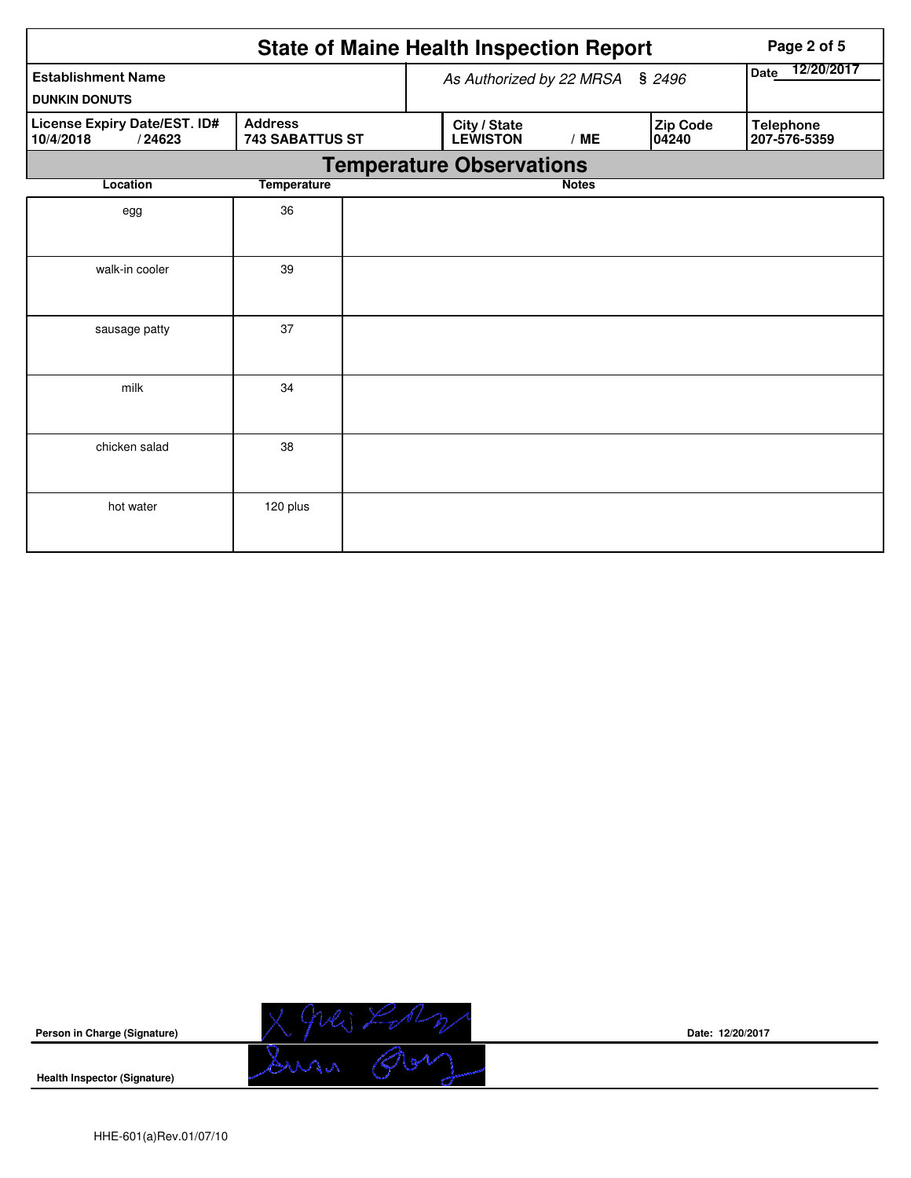# State of Maine Health Inspection Report

| Establishment Name | As Authorized by 22 MRSA § 2496 | Date 12/20/2017 |
|---|---|---|
| DUNKIN DONUTS | | |

| License Expiry Date/EST. ID# | Address | City / State | Zip Code | Telephone |
|---|---|---|---|---|
| 10/4/2018 / 24623 | 743 SABATTUS ST | LEWISTON / ME | 04240 | 207-576-5359 |

## Temperature Observations

| Location | Temperature | Notes |
|---|---|---|
| egg | 36 | |
| walk-in cooler | 39 | |
| sausage patty | 37 | |
| milk | 34 | |
| chicken salad | 38 | |
| hot water | 120 plus | |

Person in Charge (Signature)

Date: 12/20/2017

Health Inspector (Signature)

HHE-601(a)Rev.01/07/10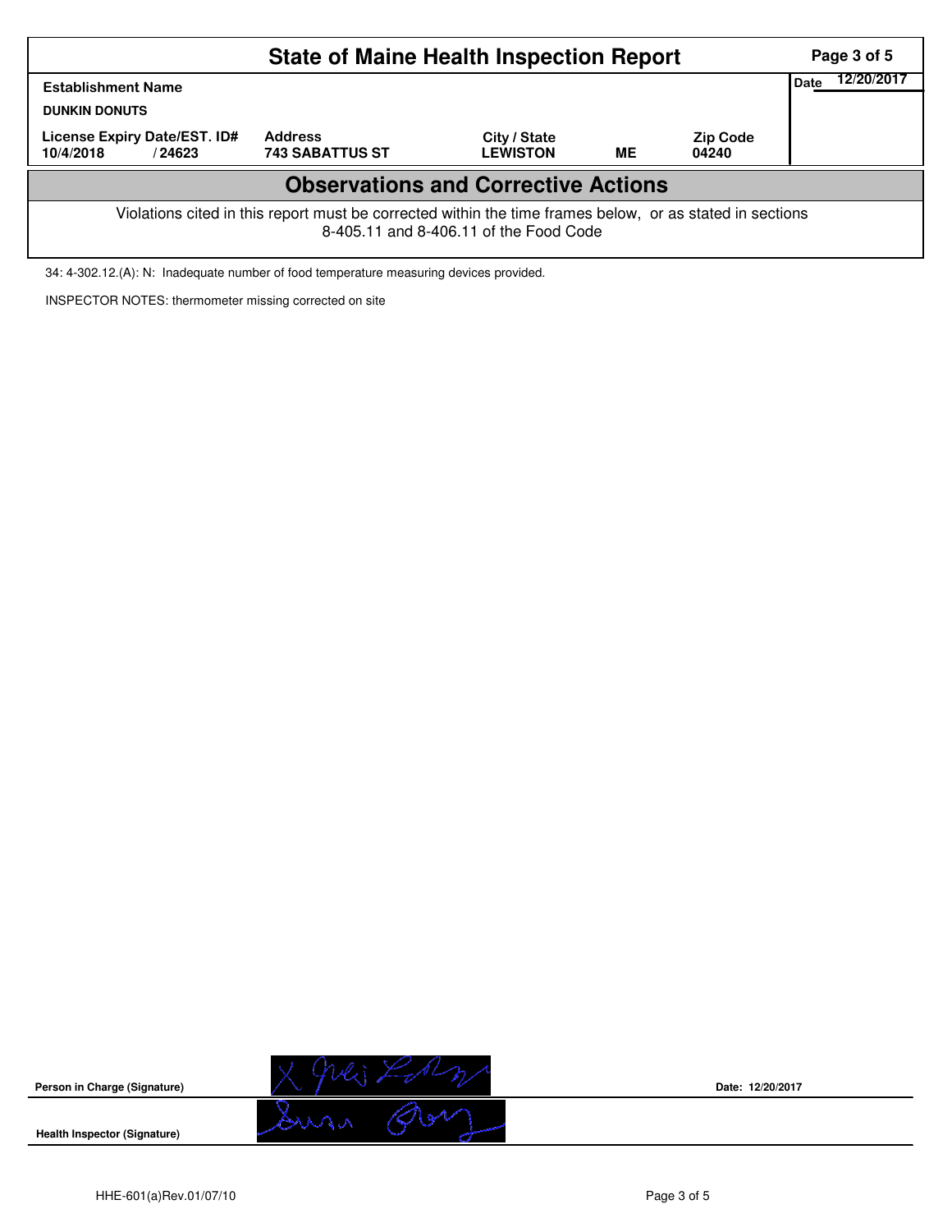# State of Maine Health Inspection Report

| Establishment Name | | | | | Date 12/20/2017 |
|---|---|---|---|---|---|
| DUNKIN DONUTS | | | | | |
| License Expiry Date/EST. ID# | Address | City / State | | Zip Code | |
| 10/4/2018 / 24623 | 743 SABATTUS ST | LEWISTON | ME | 04240 | |

## Observations and Corrective Actions

Violations cited in this report must be corrected within the time frames below, or as stated in sections 8-405.11 and 8-406.11 of the Food Code

34: 4-302.12.(A): N: Inadequate number of food temperature measuring devices provided.

INSPECTOR NOTES: thermometer missing corrected on site

**Person in Charge (Signature)**

Date: 12/20/2017

**Health Inspector (Signature)**

HHE-601(a)Rev.01/07/10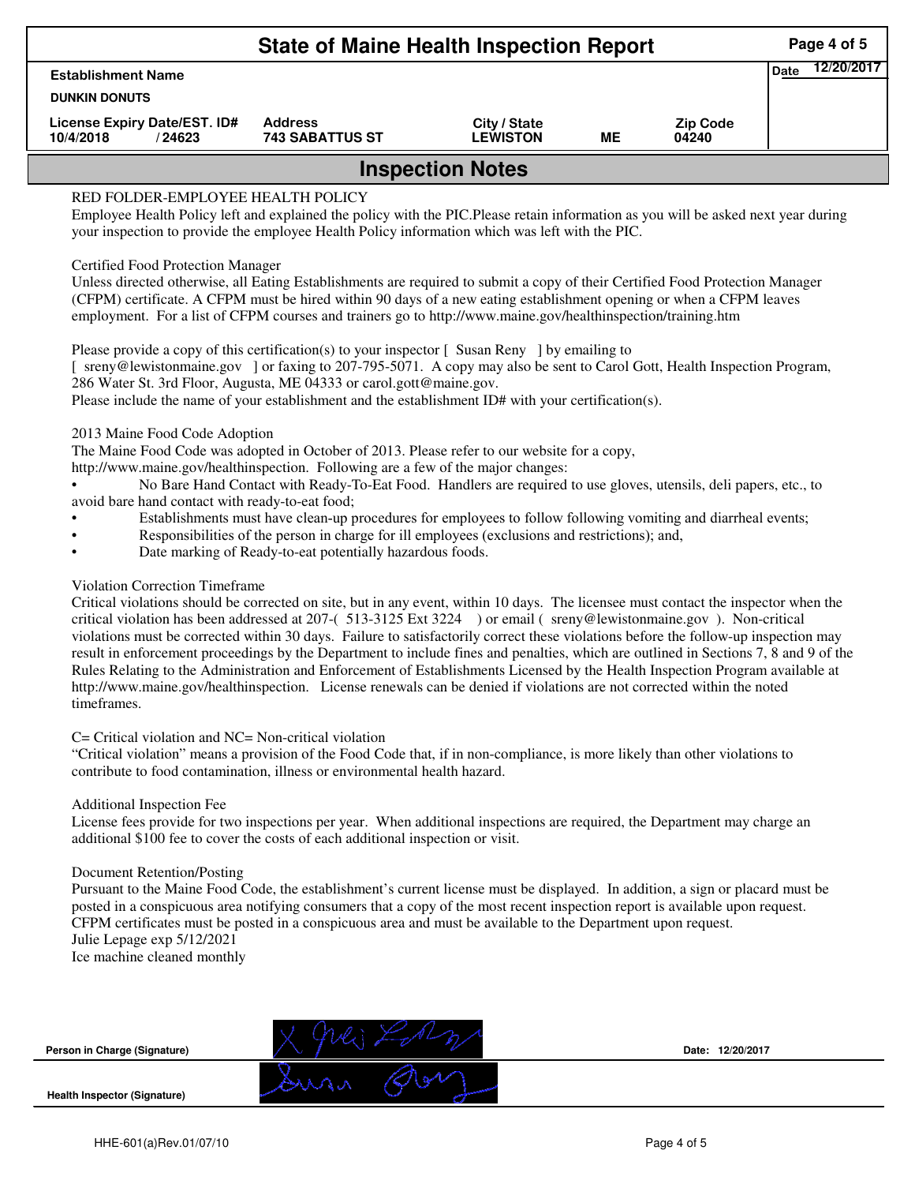# State of Maine Health Inspection Report

| Establishment Name | | | | | Date 12/20/2017 |
|---|---|---|---|---|---|
| DUNKIN DONUTS | | | | | |
| License Expiry Date/EST. ID# | Address | City / State | | Zip Code | |
| 10/4/2018 / 24623 | 743 SABATTUS ST | LEWISTON | ME | 04240 | |

## Inspection Notes

RED FOLDER-EMPLOYEE HEALTH POLICY
Employee Health Policy left and explained the policy with the PIC.Please retain information as you will be asked next year during your inspection to provide the employee Health Policy information which was left with the PIC.

Certified Food Protection Manager
Unless directed otherwise, all Eating Establishments are required to submit a copy of their Certified Food Protection Manager (CFPM) certificate. A CFPM must be hired within 90 days of a new eating establishment opening or when a CFPM leaves employment. For a list of CFPM courses and trainers go to http://www.maine.gov/healthinspection/training.htm

Please provide a copy of this certification(s) to your inspector [ Susan Reny ] by emailing to [ sreny@lewistonmaine.gov ] or faxing to 207-795-5071. A copy may also be sent to Carol Gott, Health Inspection Program, 286 Water St. 3rd Floor, Augusta, ME 04333 or carol.gott@maine.gov.
Please include the name of your establishment and the establishment ID# with your certification(s).

2013 Maine Food Code Adoption
The Maine Food Code was adopted in October of 2013. Please refer to our website for a copy, http://www.maine.gov/healthinspection. Following are a few of the major changes:

- No Bare Hand Contact with Ready-To-Eat Food. Handlers are required to use gloves, utensils, deli papers, etc., to avoid bare hand contact with ready-to-eat food;
- Establishments must have clean-up procedures for employees to follow following vomiting and diarrheal events;
- Responsibilities of the person in charge for ill employees (exclusions and restrictions); and,
- Date marking of Ready-to-eat potentially hazardous foods.

Violation Correction Timeframe
Critical violations should be corrected on site, but in any event, within 10 days. The licensee must contact the inspector when the critical violation has been addressed at 207-( 513-3125 Ext 3224 ) or email ( sreny@lewistonmaine.gov ). Non-critical violations must be corrected within 30 days. Failure to satisfactorily correct these violations before the follow-up inspection may result in enforcement proceedings by the Department to include fines and penalties, which are outlined in Sections 7, 8 and 9 of the Rules Relating to the Administration and Enforcement of Establishments Licensed by the Health Inspection Program available at http://www.maine.gov/healthinspection. License renewals can be denied if violations are not corrected within the noted timeframes.

C= Critical violation and NC= Non-critical violation
"Critical violation" means a provision of the Food Code that, if in non-compliance, is more likely than other violations to contribute to food contamination, illness or environmental health hazard.

Additional Inspection Fee
License fees provide for two inspections per year. When additional inspections are required, the Department may charge an additional $100 fee to cover the costs of each additional inspection or visit.

Document Retention/Posting
Pursuant to the Maine Food Code, the establishment's current license must be displayed. In addition, a sign or placard must be posted in a conspicuous area notifying consumers that a copy of the most recent inspection report is available upon request. CFPM certificates must be posted in a conspicuous area and must be available to the Department upon request.
Julie Lepage exp 5/12/2021
Ice machine cleaned monthly

Person in Charge (Signature) — Date: 12/20/2017

Health Inspector (Signature)

HHE-601(a)Rev.01/07/10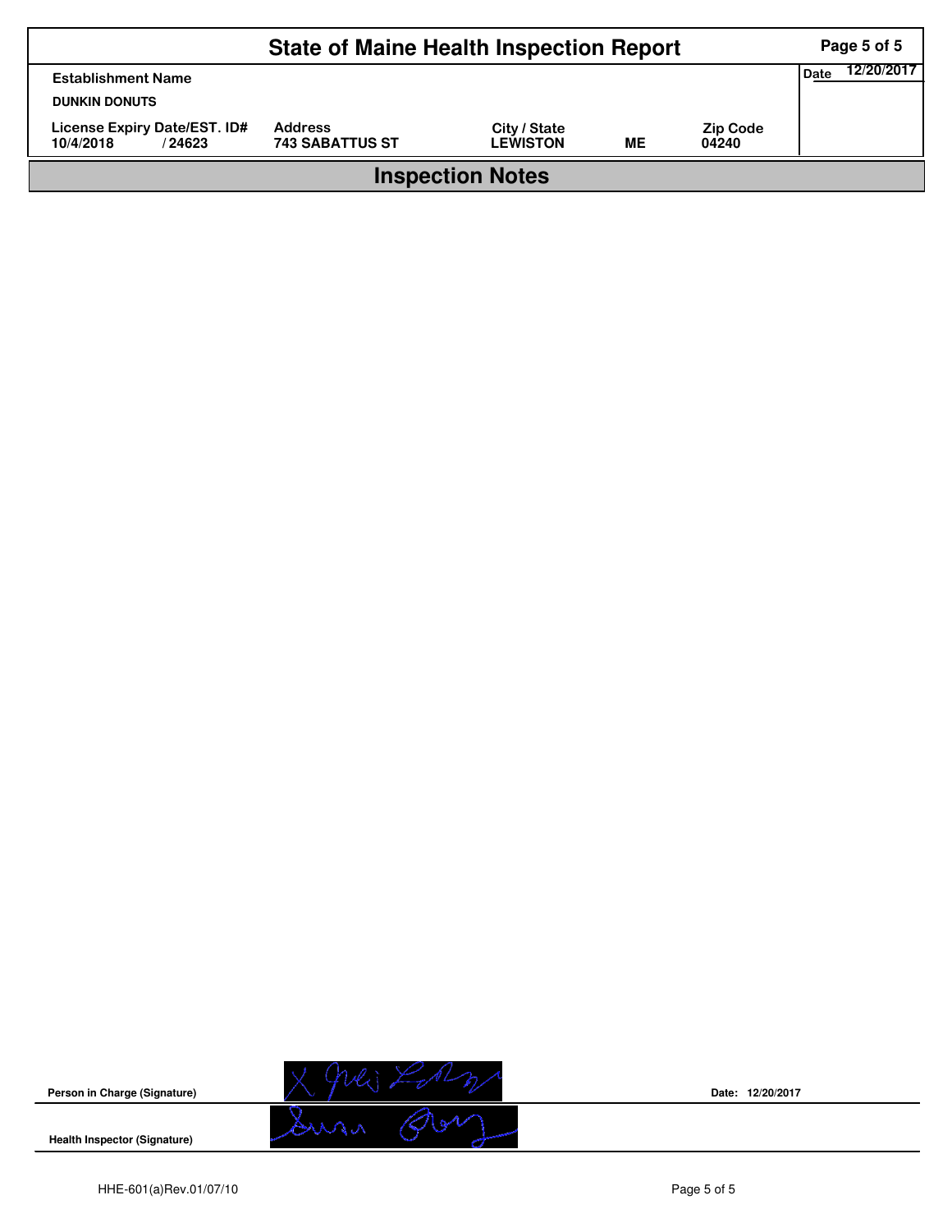# State of Maine Health Inspection Report

| Establishment Name | | | | | Date 12/20/2017 |
|---|---|---|---|---|---|
| DUNKIN DONUTS | | | | | |
| License Expiry Date/EST. ID# | Address | City / State | | Zip Code | |
| 10/4/2018 / 24623 | 743 SABATTUS ST | LEWISTON | ME | 04240 | |

## Inspection Notes

Person in Charge (Signature)

Date: 12/20/2017

Health Inspector (Signature)

HHE-601(a)Rev.01/07/10